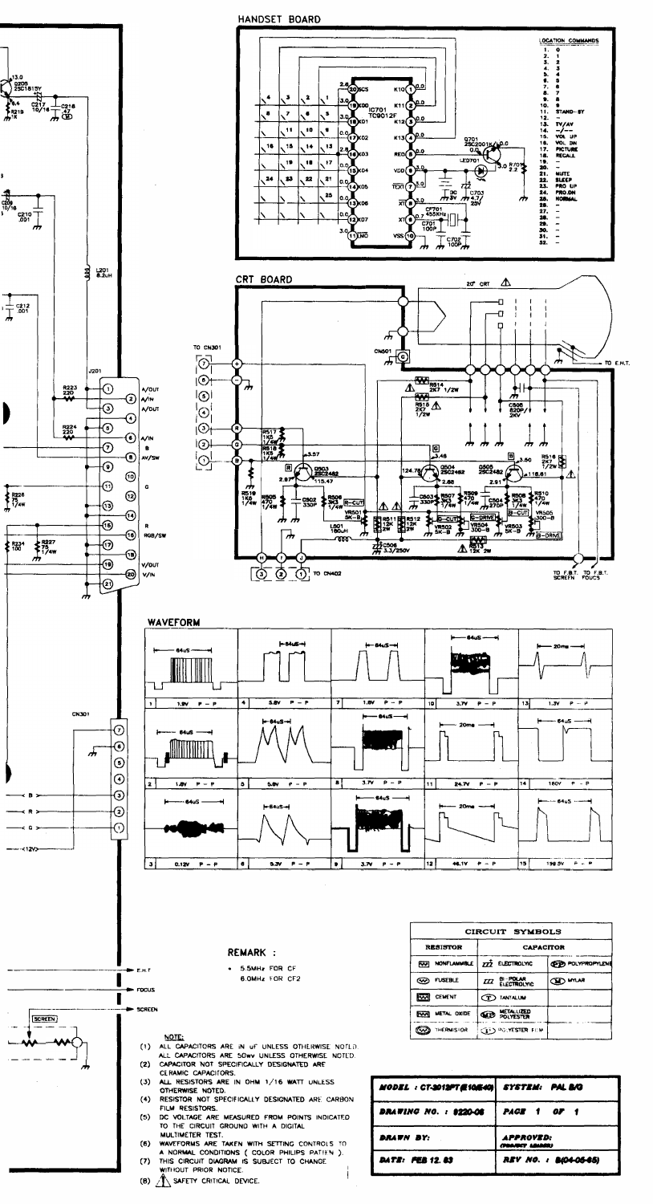## HANDSET BOARD

**LOCATION COMMANDS**

1. 0
2. 1
3. 2
4. 3
5. 4
6. 5
7. 6
8. 7
9. 8
10. 9
11. STAND-BY
12. –
13. TV/AV
14. -/--
15. VOL UP
16. VOL DN
17. PICTURE
18. RECALL
19. –
20. –
21. MUTE
22. SLEEP
23. PRO UP
24. PRO.DN
25. NORMAL
26. –
27. –
28. –
29. –
30. –
31. –
32. –

## CRT BOARD

## WAVEFORM

| | | | | |
|---|---|---|---|---|
| 1 1.9V P-P | 4 3.8V P-P | 7 1.8V P-P | 10 3.7V P-P | 13 1.3V P-P |
| 2 1.8V P-P | 5 5.8V P-P | 8 3.7V P-P | 11 24.7V P-P | 14 160V P-P |
| 3 0.12V P-P | 6 5.3V P-P | 9 3.7V P-P | 12 46.1V P-P | 15 198.5V P-P |

**REMARK :**

- 5.5MHz FOR CF
  6.0MHz FOR CF2

**CIRCUIT SYMBOLS**

| RESISTOR | CAPACITOR | |
|---|---|---|
| NONFLAMMABLE | ELECTROLYTIC | POLYPROPYLENE |
| FUSEBLE | BI-POLAR ELECTROLYTIC | MYLAR |
| CEMENT | TANTALUM | |
| METAL OXIDE | METALLIZED POLYESTER | |
| THERMISTOR | POLYESTER FILM | |

NOTE:

(1) ALL CAPACITORS ARE IN uF UNLESS OTHERWISE NOTED. ALL CAPACITORS ARE 50wv UNLESS OTHERWISE NOTED.
(2) CAPACITOR NOT SPECIFICALLY DESIGNATED ARE CERAMIC CAPACITORS.
(3) ALL RESISTORS ARE IN OHM 1/16 WATT UNLESS OTHERWISE NOTED.
(4) RESISTOR NOT SPECIFICALLY DESIGNATED ARE CARBON FILM RESISTORS.
(5) DC VOLTAGE ARE MEASURED FROM POINTS INDICATED TO THE CIRCUIT GROUND WITH A DIGITAL MULTIMETER TEST.
(6) WAVEFORMS ARE TAKEN WITH SETTING CONTROLS TO A NORMAL CONDITIONS ( COLOR PHILIPS PATTERN ).
(7) THIS CIRCUIT DIAGRAM IS SUBJECT TO CHANGE WITHOUT PRIOR NOTICE.
(8) ⚠ SAFETY CRITICAL DEVICE.

| | |
|---|---|
| MODEL : CT-2012PT(E10/E40) | SYSTEM: PAL B/G |
| DRAWING NO. : 9220-08 | PAGE 1 OF 1 |
| DRAWN BY: | APPROVED: (PROJECT LEADER) |
| DATE: FEB 12. 93 | REV NO. : 8(04-05-95) |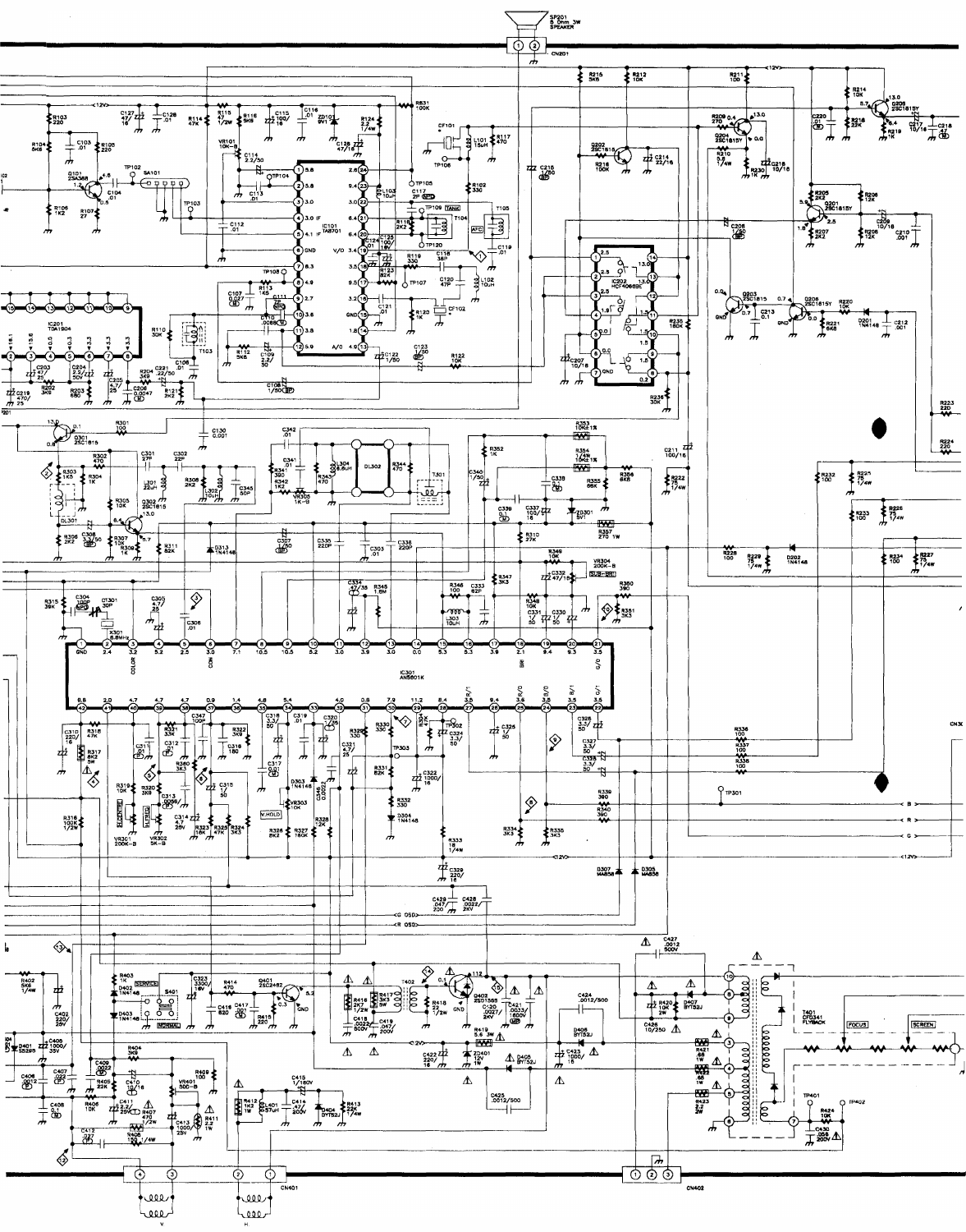SP201
8 Ohm 3W
SPEAKER

CN201

IC101
TA8701

IC201
TDA1904

IC202
HCF4066BE

IC301
AN5601K

Q101 2SA388
Q201 2SC1815Y
Q202 2SC1815
Q203 2SC1815
Q204 2SC1815Y
Q205 2SC1815Y
Q206 2SC1815Y
Q301 2SC1815
Q302 2SC1815
Q401 2SC2482
Q402 2SD1555

T103
T104
T105
T301
T402

T401
CF0341
FLYBACK

FOCUS
SCREEN

CF101
CF102
SA101
DL301
DL302
X301 3.58MHz

TP102
TP103
TP104
TP105
TP106
TP107
TP108
TP109
TP120
TP301
TP302
TP303
TP401
TP402

V/O
A/O
IF
GND
AFC
TANK

COLOR
CON
BRI
G/O
R/Y
R/O
B/O
B/Y
G/Y

VR101 10K-B
VR301 200K-B
VR302 5K-B
VR303 10K
VR304 200K-B
VR305 1K-B
VR401 500-B

H.CENTER
H.FREQ
V.HOLD
SUB-BRI

S401
SERVICE
NORMAL

<12V>
<2V>
<G 050>
<R 050>

B
R
G

CN401
CN402
CN30

V
H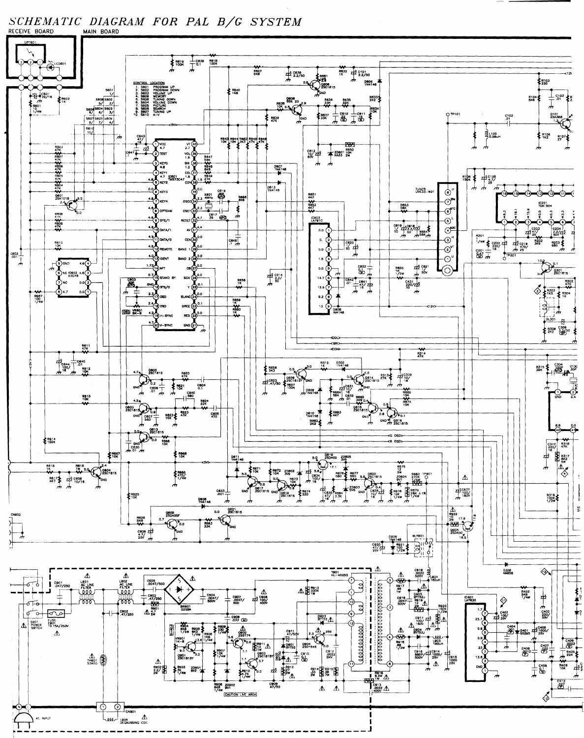# SCHEMATIC DIAGRAM FOR PAL B/G SYSTEM

RECEIVE BOARD

MAIN BOARD

CONTROL LOCATION
1. S601 PROGRAM UP
2. S602 PROGRAM DOWN
3. S603 VOLUME UP
4. S609 MEMORY
5. S608 TUNING DOWN
6. S604 VOLUME DOWN
7. S605 PICTURE
8. S606 SEARCH
9. S607 TUNING UP
10. S610 A-V

CAUTION LIVE AREA